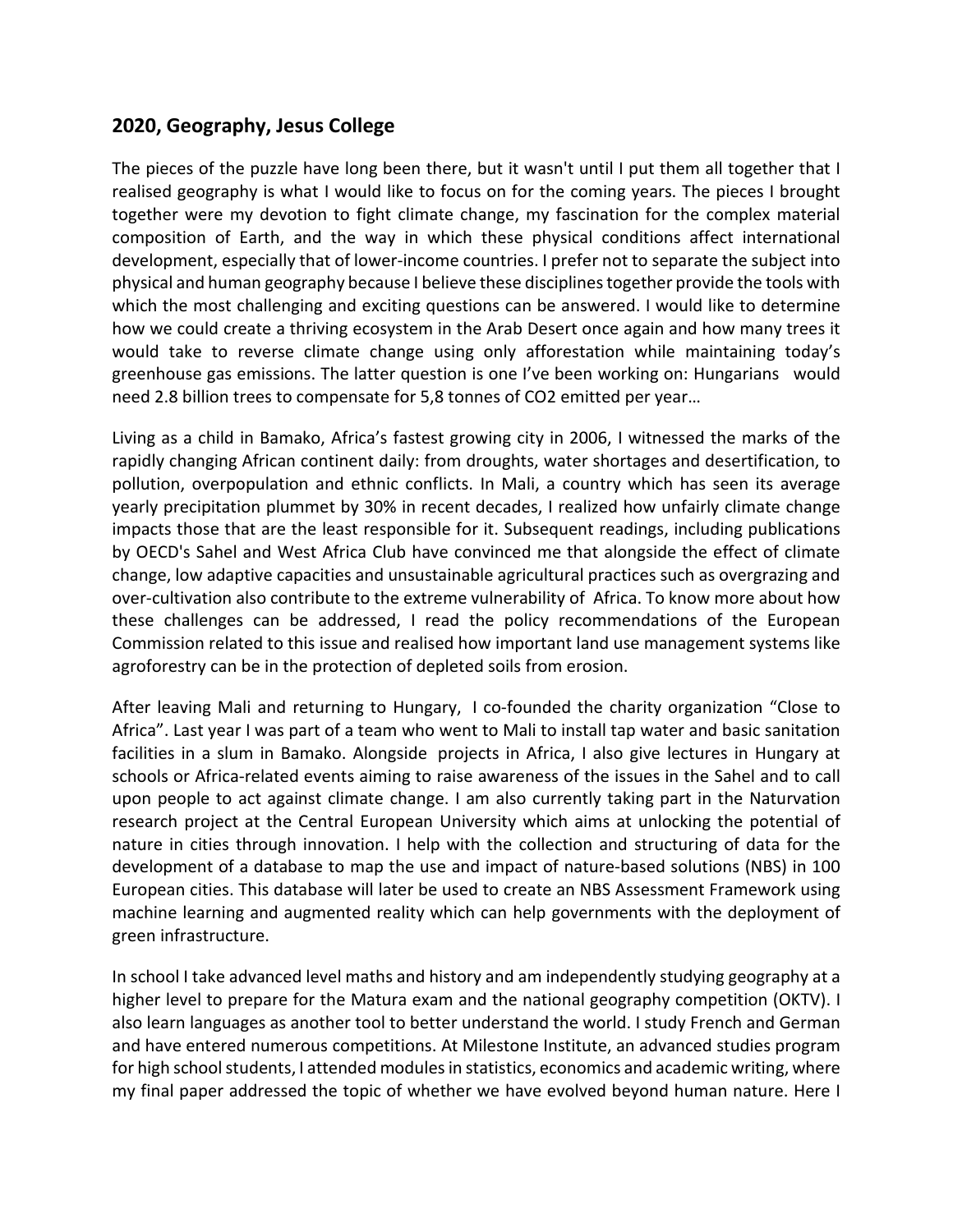## 2020, Geography, Jesus College

The pieces of the puzzle have long been there, but it wasn't until I put them all together that I realised geography is what I would like to focus on for the coming years. The pieces I brought together were my devotion to fight climate change, my fascination for the complex material composition of Earth, and the way in which these physical conditions affect international development, especially that of lower-income countries. I prefer not to separate the subject into physical and human geography because I believe these disciplines together provide the tools with which the most challenging and exciting questions can be answered. I would like to determine how we could create a thriving ecosystem in the Arab Desert once again and how many trees it would take to reverse climate change using only afforestation while maintaining today's greenhouse gas emissions. The latter question is one I've been working on: Hungarians would need 2.8 billion trees to compensate for 5,8 tonnes of $CO_2$ emitted per year…

Living as a child in Bamako, Africa's fastest growing city in 2006, I witnessed the marks of the rapidly changing African continent daily: from droughts, water shortages and desertification, to pollution, overpopulation and ethnic conflicts. In Mali, a country which has seen its average yearly precipitation plummet by 30% in recent decades, I realized how unfairly climate change impacts those that are the least responsible for it. Subsequent readings, including publications by OECD's Sahel and West Africa Club have convinced me that alongside the effect of climate change, low adaptive capacities and unsustainable agricultural practices such as overgrazing and over-cultivation also contribute to the extreme vulnerability of Africa. To know more about how these challenges can be addressed, I read the policy recommendations of the European Commission related to this issue and realised how important land use management systems like agroforestry can be in the protection of depleted soils from erosion.

After leaving Mali and returning to Hungary, I co-founded the charity organization "Close to Africa". Last year I was part of a team who went to Mali to install tap water and basic sanitation facilities in a slum in Bamako. Alongside projects in Africa, I also give lectures in Hungary at schools or Africa-related events aiming to raise awareness of the issues in the Sahel and to call upon people to act against climate change. I am also currently taking part in the Naturvation research project at the Central European University which aims at unlocking the potential of nature in cities through innovation. I help with the collection and structuring of data for the development of a database to map the use and impact of nature-based solutions (NBS) in 100 European cities. This database will later be used to create an NBS Assessment Framework using machine learning and augmented reality which can help governments with the deployment of green infrastructure.

In school I take advanced level maths and history and am independently studying geography at a higher level to prepare for the Matura exam and the national geography competition (OKTV). I also learn languages as another tool to better understand the world. I study French and German and have entered numerous competitions. At Milestone Institute, an advanced studies program for high school students, I attended modules in statistics, economics and academic writing, where my final paper addressed the topic of whether we have evolved beyond human nature. Here I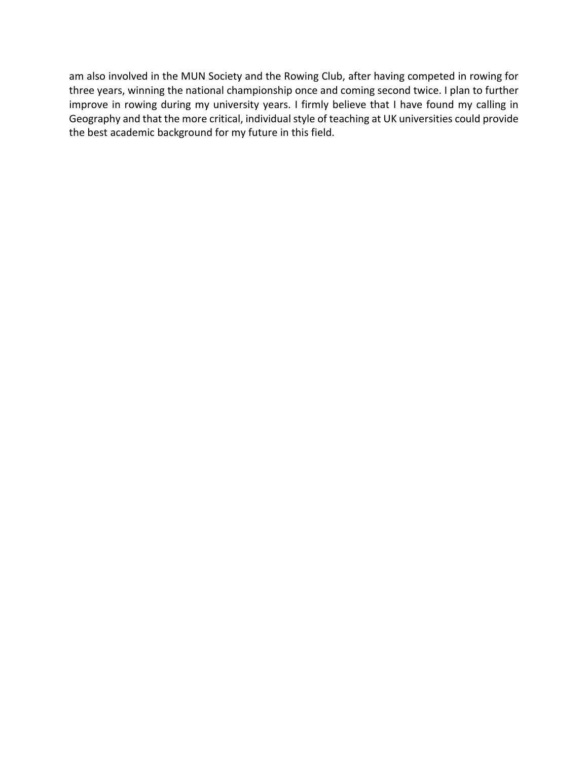am also involved in the MUN Society and the Rowing Club, after having competed in rowing for three years, winning the national championship once and coming second twice. I plan to further improve in rowing during my university years. I firmly believe that I have found my calling in Geography and that the more critical, individual style of teaching at UK universities could provide the best academic background for my future in this field.